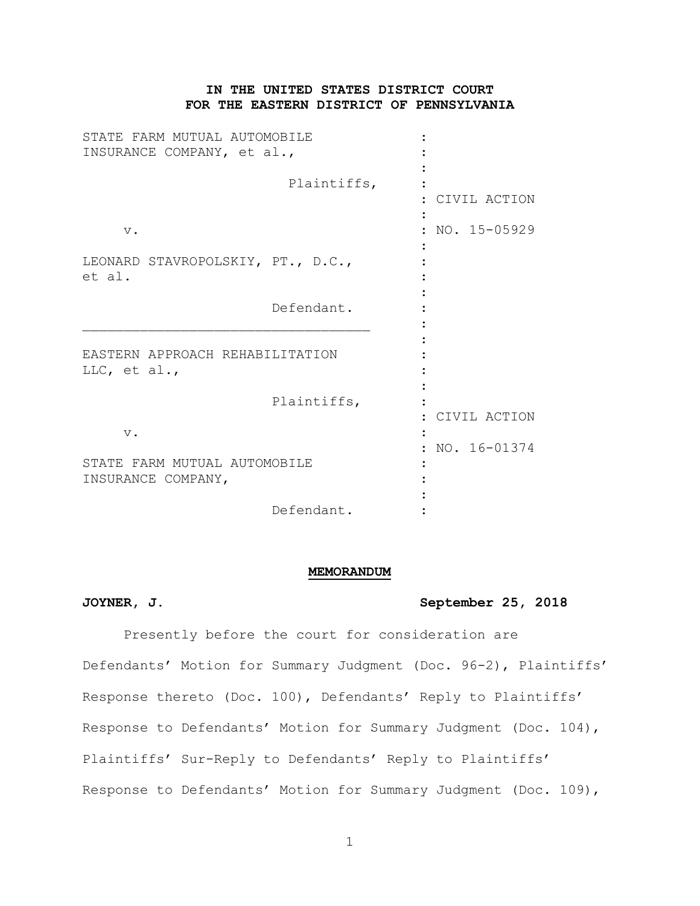**IN THE UNITED STATES DISTRICT COURT**
**FOR THE EASTERN DISTRICT OF PENNSYLVANIA**

| | |
|---|---|
| STATE FARM MUTUAL AUTOMOBILE INSURANCE COMPANY, et al., | : |
| Plaintiffs, | : CIVIL ACTION |
| v. | : NO. 15-05929 |
| LEONARD STAVROPOLSKIY, PT., D.C., et al. | : |
| Defendant. | : |
| EASTERN APPROACH REHABILITATION LLC, et al., | : |
| Plaintiffs, | : CIVIL ACTION |
| v. | : NO. 16-01374 |
| STATE FARM MUTUAL AUTOMOBILE INSURANCE COMPANY, | : |
| Defendant. | : |

**MEMORANDUM**

**JOYNER, J. September 25, 2018**

Presently before the court for consideration are Defendants' Motion for Summary Judgment (Doc. 96-2), Plaintiffs' Response thereto (Doc. 100), Defendants' Reply to Plaintiffs' Response to Defendants' Motion for Summary Judgment (Doc. 104), Plaintiffs' Sur-Reply to Defendants' Reply to Plaintiffs' Response to Defendants' Motion for Summary Judgment (Doc. 109),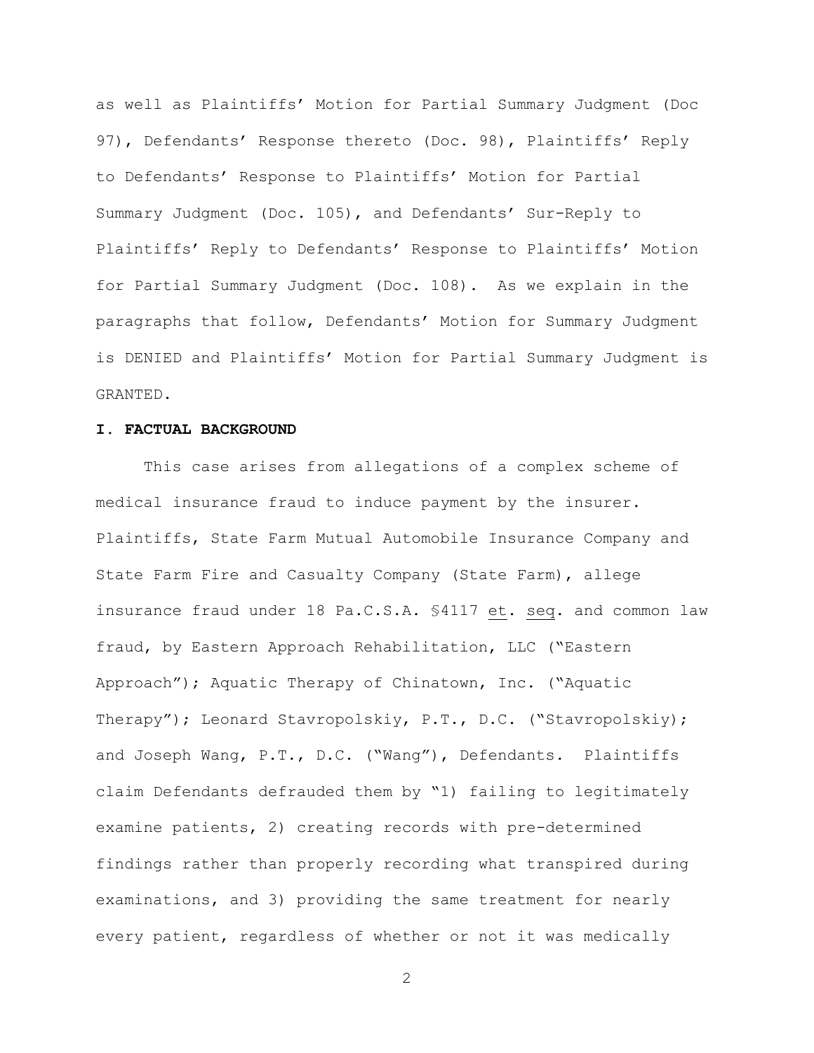as well as Plaintiffs' Motion for Partial Summary Judgment (Doc 97), Defendants' Response thereto (Doc. 98), Plaintiffs' Reply to Defendants' Response to Plaintiffs' Motion for Partial Summary Judgment (Doc. 105), and Defendants' Sur-Reply to Plaintiffs' Reply to Defendants' Response to Plaintiffs' Motion for Partial Summary Judgment (Doc. 108). As we explain in the paragraphs that follow, Defendants' Motion for Summary Judgment is DENIED and Plaintiffs' Motion for Partial Summary Judgment is GRANTED.

## I. FACTUAL BACKGROUND

This case arises from allegations of a complex scheme of medical insurance fraud to induce payment by the insurer. Plaintiffs, State Farm Mutual Automobile Insurance Company and State Farm Fire and Casualty Company (State Farm), allege insurance fraud under 18 Pa.C.S.A. §4117 et. seq. and common law fraud, by Eastern Approach Rehabilitation, LLC ("Eastern Approach"); Aquatic Therapy of Chinatown, Inc. ("Aquatic Therapy"); Leonard Stavropolskiy, P.T., D.C. ("Stavropolskiy); and Joseph Wang, P.T., D.C. ("Wang"), Defendants. Plaintiffs claim Defendants defrauded them by "1) failing to legitimately examine patients, 2) creating records with pre-determined findings rather than properly recording what transpired during examinations, and 3) providing the same treatment for nearly every patient, regardless of whether or not it was medically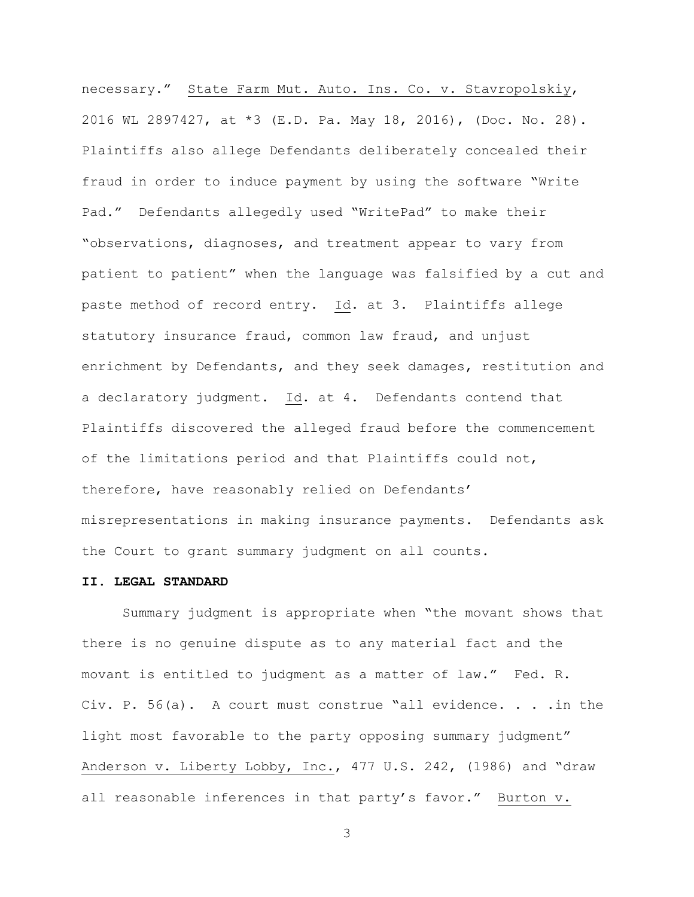necessary." State Farm Mut. Auto. Ins. Co. v. Stavropolskiy, 2016 WL 2897427, at *3 (E.D. Pa. May 18, 2016), (Doc. No. 28). Plaintiffs also allege Defendants deliberately concealed their fraud in order to induce payment by using the software "Write Pad." Defendants allegedly used "WritePad" to make their "observations, diagnoses, and treatment appear to vary from patient to patient" when the language was falsified by a cut and paste method of record entry. Id. at 3. Plaintiffs allege statutory insurance fraud, common law fraud, and unjust enrichment by Defendants, and they seek damages, restitution and a declaratory judgment. Id. at 4. Defendants contend that Plaintiffs discovered the alleged fraud before the commencement of the limitations period and that Plaintiffs could not, therefore, have reasonably relied on Defendants' misrepresentations in making insurance payments. Defendants ask the Court to grant summary judgment on all counts.

## II. LEGAL STANDARD

Summary judgment is appropriate when "the movant shows that there is no genuine dispute as to any material fact and the movant is entitled to judgment as a matter of law." Fed. R. Civ. P. 56(a). A court must construe "all evidence. . . .in the light most favorable to the party opposing summary judgment" Anderson v. Liberty Lobby, Inc., 477 U.S. 242, (1986) and "draw all reasonable inferences in that party's favor." Burton v.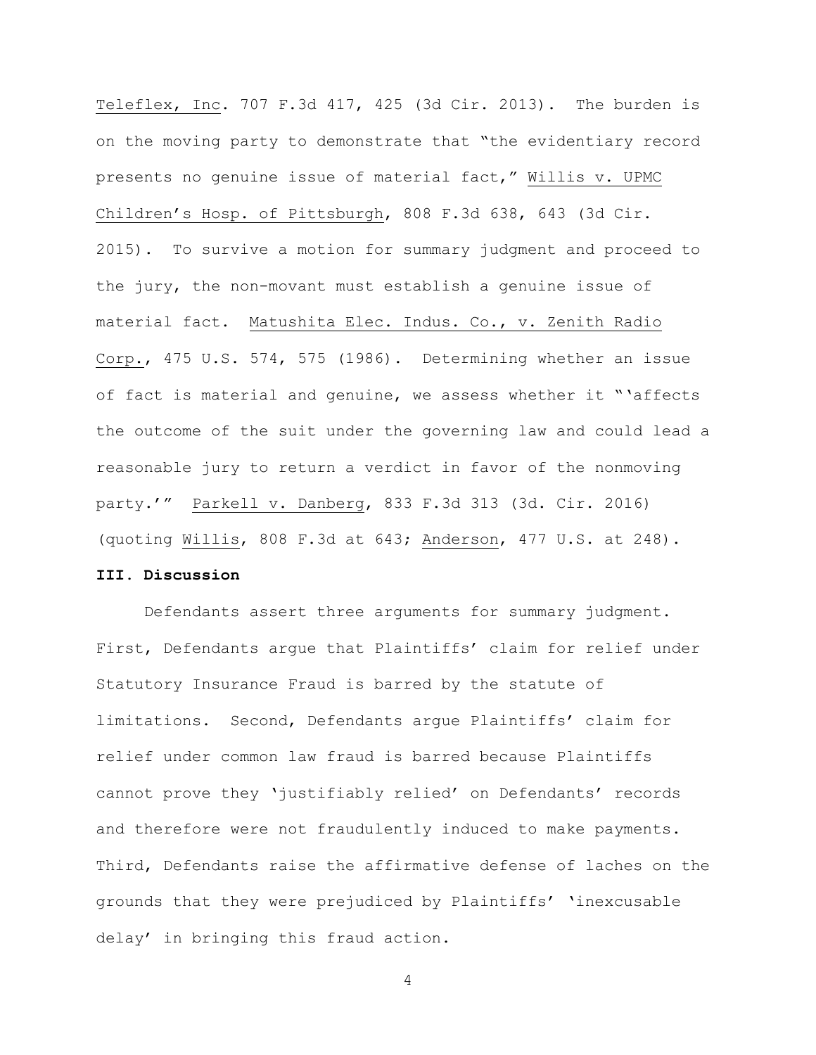Teleflex, Inc. 707 F.3d 417, 425 (3d Cir. 2013). The burden is on the moving party to demonstrate that "the evidentiary record presents no genuine issue of material fact," Willis v. UPMC Children's Hosp. of Pittsburgh, 808 F.3d 638, 643 (3d Cir. 2015). To survive a motion for summary judgment and proceed to the jury, the non-movant must establish a genuine issue of material fact. Matushita Elec. Indus. Co., v. Zenith Radio Corp., 475 U.S. 574, 575 (1986). Determining whether an issue of fact is material and genuine, we assess whether it "'affects the outcome of the suit under the governing law and could lead a reasonable jury to return a verdict in favor of the nonmoving party.'" Parkell v. Danberg, 833 F.3d 313 (3d. Cir. 2016) (quoting Willis, 808 F.3d at 643; Anderson, 477 U.S. at 248).

**III. Discussion**

Defendants assert three arguments for summary judgment. First, Defendants argue that Plaintiffs' claim for relief under Statutory Insurance Fraud is barred by the statute of limitations. Second, Defendants argue Plaintiffs' claim for relief under common law fraud is barred because Plaintiffs cannot prove they 'justifiably relied' on Defendants' records and therefore were not fraudulently induced to make payments. Third, Defendants raise the affirmative defense of laches on the grounds that they were prejudiced by Plaintiffs' 'inexcusable delay' in bringing this fraud action.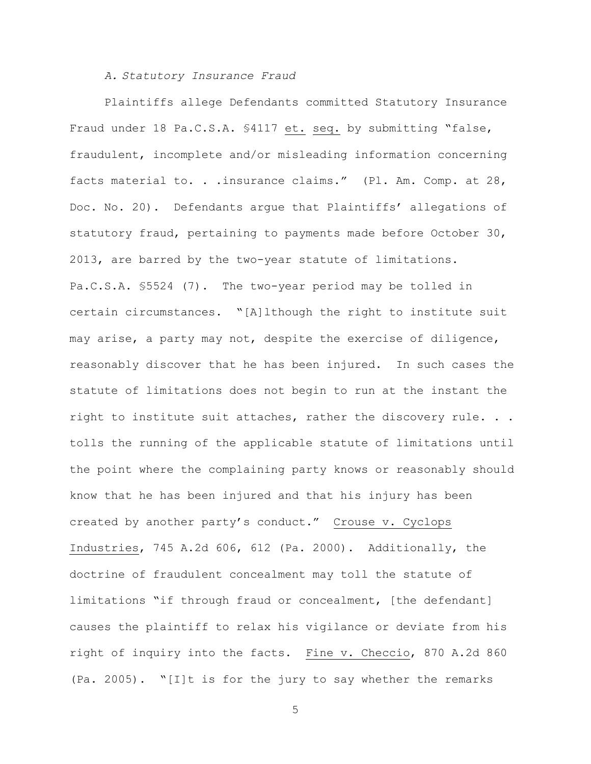### *A. Statutory Insurance Fraud*

Plaintiffs allege Defendants committed Statutory Insurance Fraud under 18 Pa.C.S.A. §4117 et. seq. by submitting "false, fraudulent, incomplete and/or misleading information concerning facts material to. . .insurance claims." (Pl. Am. Comp. at 28, Doc. No. 20). Defendants argue that Plaintiffs' allegations of statutory fraud, pertaining to payments made before October 30, 2013, are barred by the two-year statute of limitations. Pa.C.S.A. §5524 (7). The two-year period may be tolled in certain circumstances. "[A]lthough the right to institute suit may arise, a party may not, despite the exercise of diligence, reasonably discover that he has been injured. In such cases the statute of limitations does not begin to run at the instant the right to institute suit attaches, rather the discovery rule. . . tolls the running of the applicable statute of limitations until the point where the complaining party knows or reasonably should know that he has been injured and that his injury has been created by another party's conduct." Crouse v. Cyclops Industries, 745 A.2d 606, 612 (Pa. 2000). Additionally, the doctrine of fraudulent concealment may toll the statute of limitations "if through fraud or concealment, [the defendant] causes the plaintiff to relax his vigilance or deviate from his right of inquiry into the facts. Fine v. Checcio, 870 A.2d 860 (Pa. 2005). "[I]t is for the jury to say whether the remarks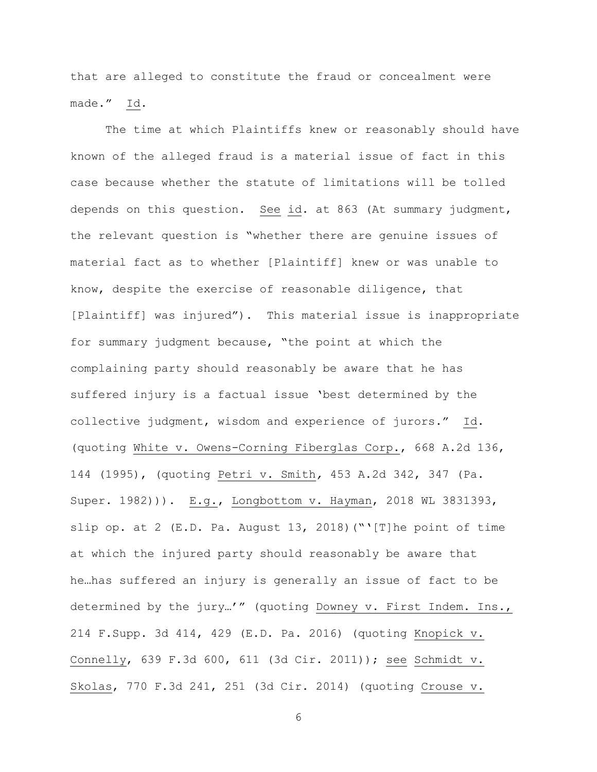that are alleged to constitute the fraud or concealment were made." Id.

The time at which Plaintiffs knew or reasonably should have known of the alleged fraud is a material issue of fact in this case because whether the statute of limitations will be tolled depends on this question. See id. at 863 (At summary judgment, the relevant question is "whether there are genuine issues of material fact as to whether [Plaintiff] knew or was unable to know, despite the exercise of reasonable diligence, that [Plaintiff] was injured"). This material issue is inappropriate for summary judgment because, "the point at which the complaining party should reasonably be aware that he has suffered injury is a factual issue 'best determined by the collective judgment, wisdom and experience of jurors." Id. (quoting White v. Owens-Corning Fiberglas Corp., 668 A.2d 136, 144 (1995), (quoting Petri v. Smith, 453 A.2d 342, 347 (Pa. Super. 1982))). E.g., Longbottom v. Hayman, 2018 WL 3831393, slip op. at 2 (E.D. Pa. August 13, 2018)("'[T]he point of time at which the injured party should reasonably be aware that he…has suffered an injury is generally an issue of fact to be determined by the jury…'" (quoting Downey v. First Indem. Ins., 214 F.Supp. 3d 414, 429 (E.D. Pa. 2016) (quoting Knopick v. Connelly, 639 F.3d 600, 611 (3d Cir. 2011)); see Schmidt v. Skolas, 770 F.3d 241, 251 (3d Cir. 2014) (quoting Crouse v.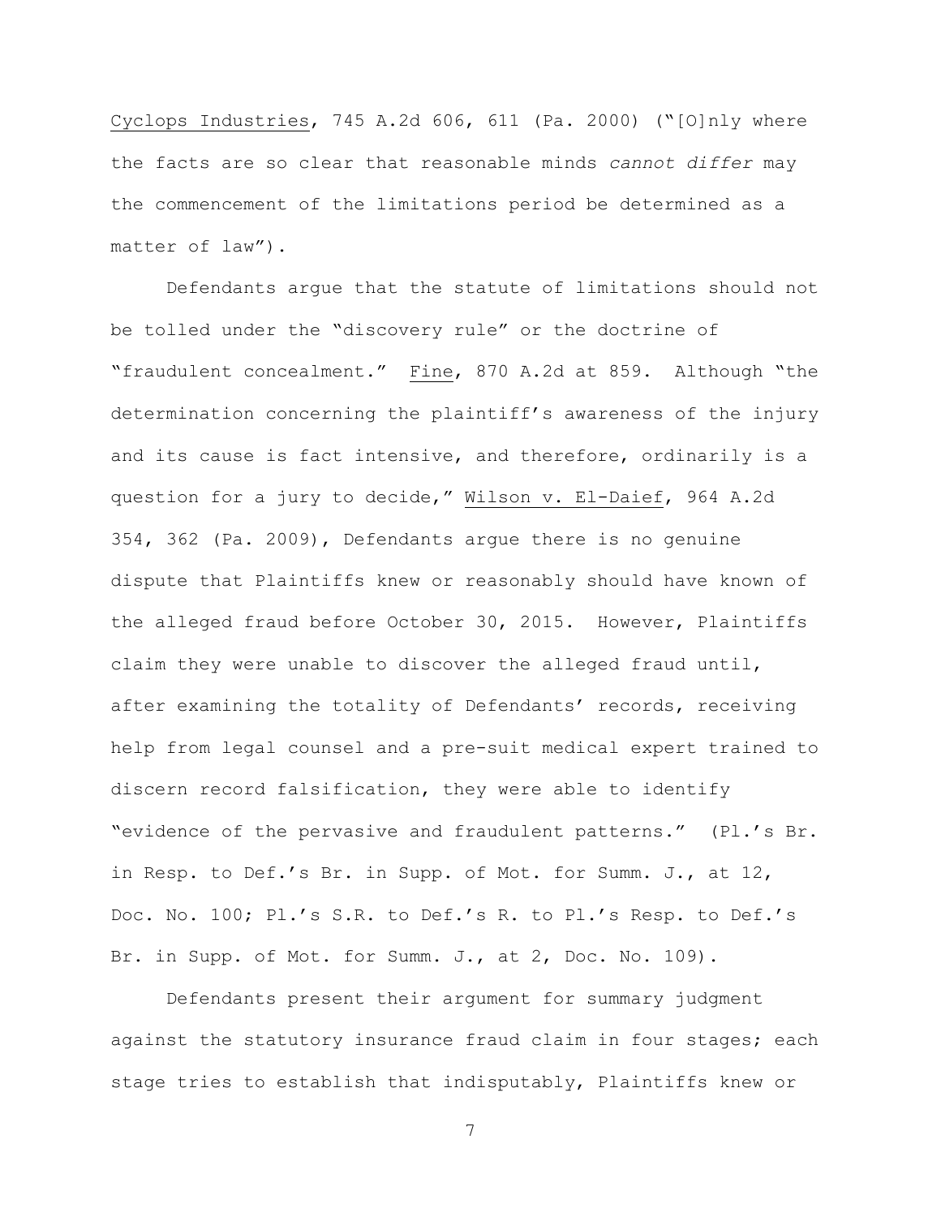Cyclops Industries, 745 A.2d 606, 611 (Pa. 2000) ("[O]nly where the facts are so clear that reasonable minds *cannot differ* may the commencement of the limitations period be determined as a matter of law").

Defendants argue that the statute of limitations should not be tolled under the "discovery rule" or the doctrine of "fraudulent concealment." Fine, 870 A.2d at 859. Although "the determination concerning the plaintiff's awareness of the injury and its cause is fact intensive, and therefore, ordinarily is a question for a jury to decide," Wilson v. El-Daief, 964 A.2d 354, 362 (Pa. 2009), Defendants argue there is no genuine dispute that Plaintiffs knew or reasonably should have known of the alleged fraud before October 30, 2015. However, Plaintiffs claim they were unable to discover the alleged fraud until, after examining the totality of Defendants' records, receiving help from legal counsel and a pre-suit medical expert trained to discern record falsification, they were able to identify "evidence of the pervasive and fraudulent patterns." (Pl.'s Br. in Resp. to Def.'s Br. in Supp. of Mot. for Summ. J., at 12, Doc. No. 100; Pl.'s S.R. to Def.'s R. to Pl.'s Resp. to Def.'s Br. in Supp. of Mot. for Summ. J., at 2, Doc. No. 109).

Defendants present their argument for summary judgment against the statutory insurance fraud claim in four stages; each stage tries to establish that indisputably, Plaintiffs knew or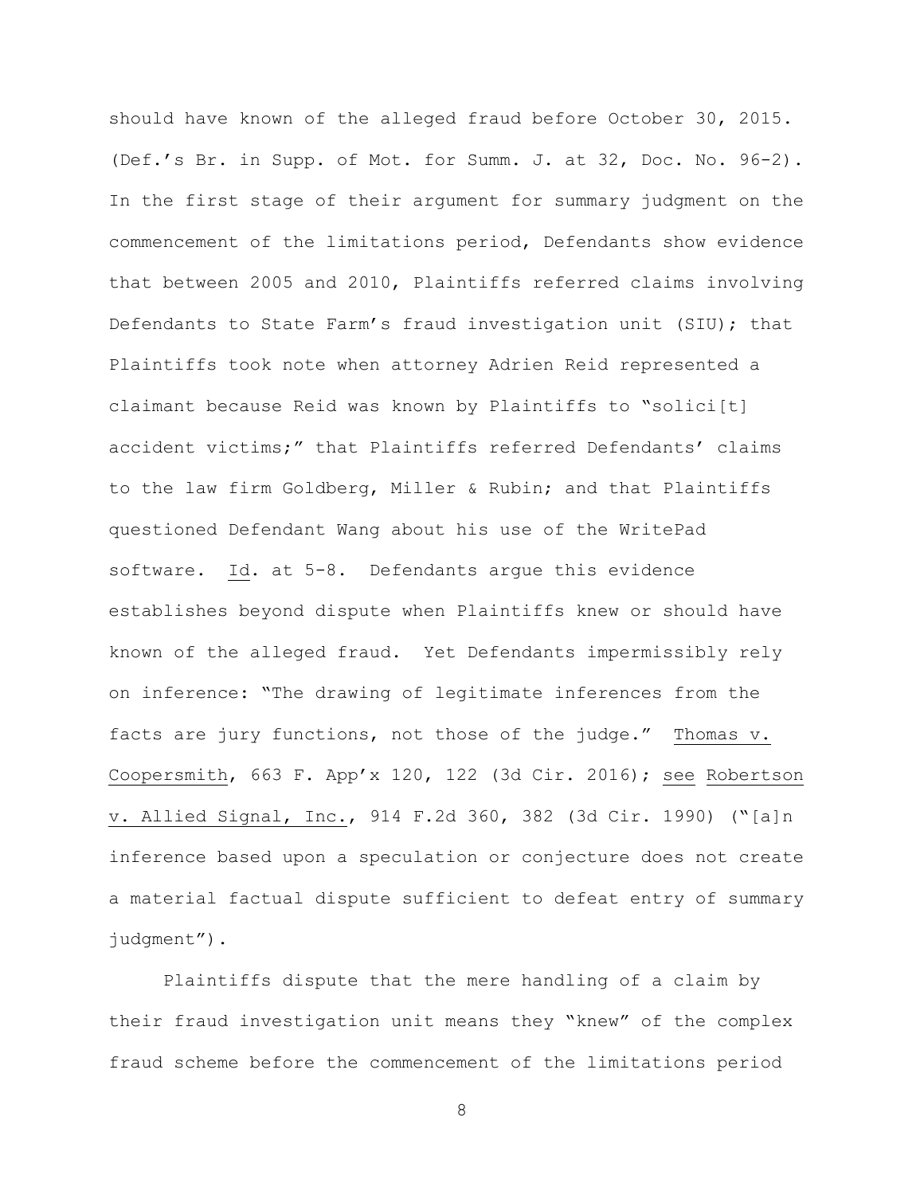should have known of the alleged fraud before October 30, 2015. (Def.'s Br. in Supp. of Mot. for Summ. J. at 32, Doc. No. 96-2). In the first stage of their argument for summary judgment on the commencement of the limitations period, Defendants show evidence that between 2005 and 2010, Plaintiffs referred claims involving Defendants to State Farm's fraud investigation unit (SIU); that Plaintiffs took note when attorney Adrien Reid represented a claimant because Reid was known by Plaintiffs to "solici[t] accident victims;" that Plaintiffs referred Defendants' claims to the law firm Goldberg, Miller & Rubin; and that Plaintiffs questioned Defendant Wang about his use of the WritePad software. Id. at 5-8. Defendants argue this evidence establishes beyond dispute when Plaintiffs knew or should have known of the alleged fraud. Yet Defendants impermissibly rely on inference: "The drawing of legitimate inferences from the facts are jury functions, not those of the judge." Thomas v. Coopersmith, 663 F. App'x 120, 122 (3d Cir. 2016); see Robertson v. Allied Signal, Inc., 914 F.2d 360, 382 (3d Cir. 1990) ("[a]n inference based upon a speculation or conjecture does not create a material factual dispute sufficient to defeat entry of summary judgment").

Plaintiffs dispute that the mere handling of a claim by their fraud investigation unit means they "knew" of the complex fraud scheme before the commencement of the limitations period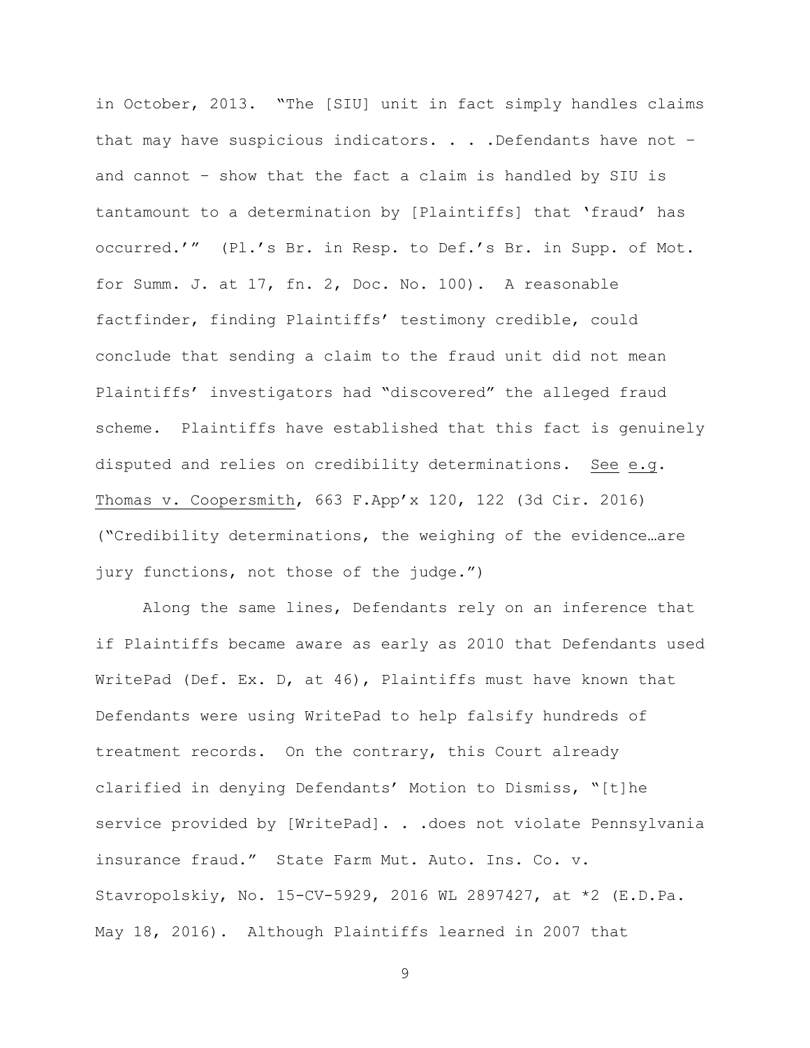in October, 2013. "The [SIU] unit in fact simply handles claims that may have suspicious indicators. . . .Defendants have not – and cannot – show that the fact a claim is handled by SIU is tantamount to a determination by [Plaintiffs] that 'fraud' has occurred.'" (Pl.'s Br. in Resp. to Def.'s Br. in Supp. of Mot. for Summ. J. at 17, fn. 2, Doc. No. 100). A reasonable factfinder, finding Plaintiffs' testimony credible, could conclude that sending a claim to the fraud unit did not mean Plaintiffs' investigators had "discovered" the alleged fraud scheme. Plaintiffs have established that this fact is genuinely disputed and relies on credibility determinations. See e.g. Thomas v. Coopersmith, 663 F.App'x 120, 122 (3d Cir. 2016) ("Credibility determinations, the weighing of the evidence…are jury functions, not those of the judge.")

Along the same lines, Defendants rely on an inference that if Plaintiffs became aware as early as 2010 that Defendants used WritePad (Def. Ex. D, at 46), Plaintiffs must have known that Defendants were using WritePad to help falsify hundreds of treatment records. On the contrary, this Court already clarified in denying Defendants' Motion to Dismiss, "[t]he service provided by [WritePad]. . .does not violate Pennsylvania insurance fraud." State Farm Mut. Auto. Ins. Co. v. Stavropolskiy, No. 15-CV-5929, 2016 WL 2897427, at *2 (E.D.Pa. May 18, 2016). Although Plaintiffs learned in 2007 that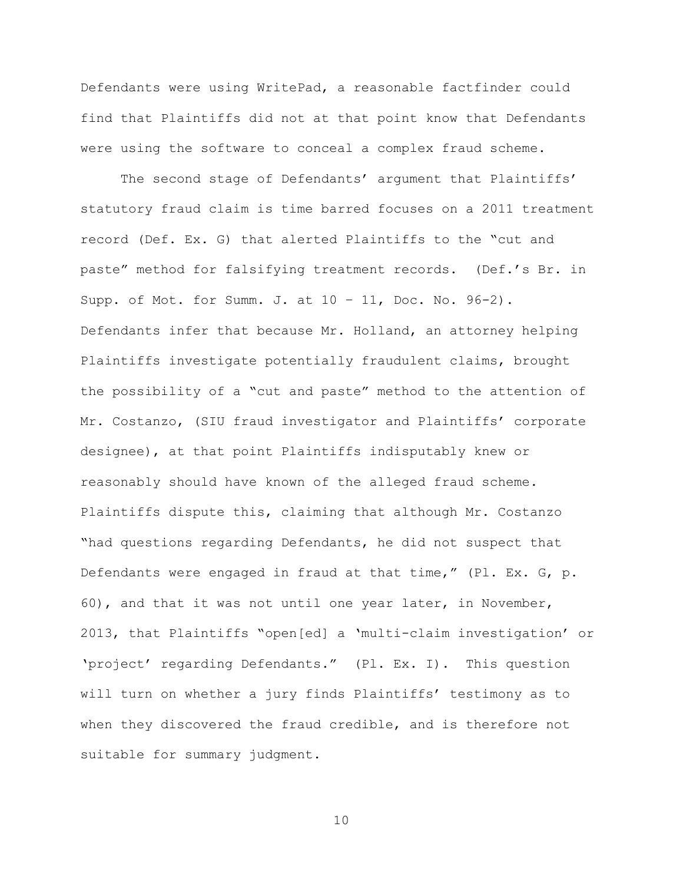Defendants were using WritePad, a reasonable factfinder could find that Plaintiffs did not at that point know that Defendants were using the software to conceal a complex fraud scheme.

The second stage of Defendants' argument that Plaintiffs' statutory fraud claim is time barred focuses on a 2011 treatment record (Def. Ex. G) that alerted Plaintiffs to the "cut and paste" method for falsifying treatment records. (Def.'s Br. in Supp. of Mot. for Summ. J. at 10 – 11, Doc. No. 96-2). Defendants infer that because Mr. Holland, an attorney helping Plaintiffs investigate potentially fraudulent claims, brought the possibility of a "cut and paste" method to the attention of Mr. Costanzo, (SIU fraud investigator and Plaintiffs' corporate designee), at that point Plaintiffs indisputably knew or reasonably should have known of the alleged fraud scheme. Plaintiffs dispute this, claiming that although Mr. Costanzo "had questions regarding Defendants, he did not suspect that Defendants were engaged in fraud at that time," (Pl. Ex. G, p. 60), and that it was not until one year later, in November, 2013, that Plaintiffs "open[ed] a 'multi-claim investigation' or 'project' regarding Defendants." (Pl. Ex. I). This question will turn on whether a jury finds Plaintiffs' testimony as to when they discovered the fraud credible, and is therefore not suitable for summary judgment.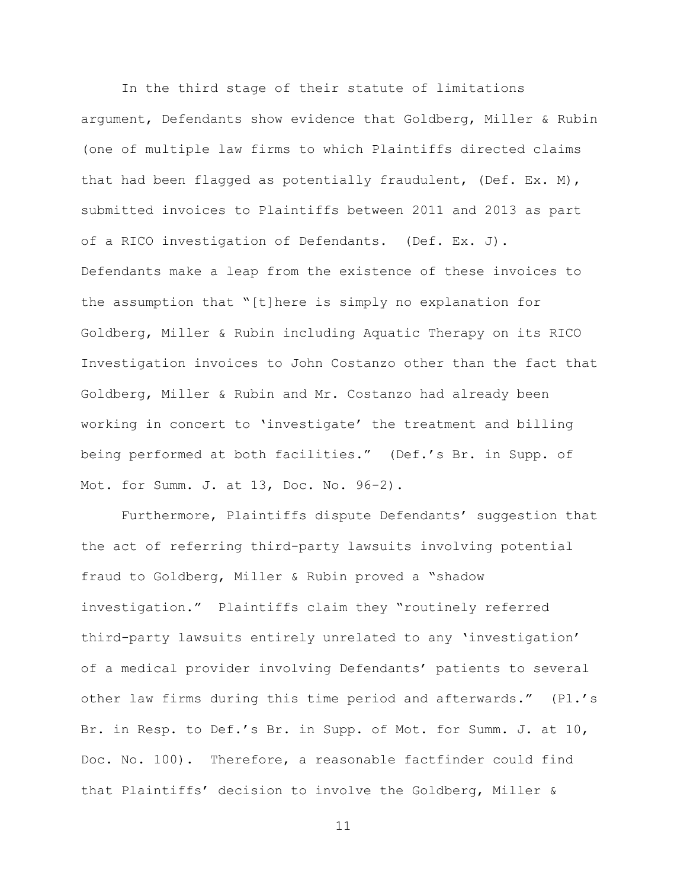In the third stage of their statute of limitations argument, Defendants show evidence that Goldberg, Miller & Rubin (one of multiple law firms to which Plaintiffs directed claims that had been flagged as potentially fraudulent, (Def. Ex. M), submitted invoices to Plaintiffs between 2011 and 2013 as part of a RICO investigation of Defendants. (Def. Ex. J). Defendants make a leap from the existence of these invoices to the assumption that "[t]here is simply no explanation for Goldberg, Miller & Rubin including Aquatic Therapy on its RICO Investigation invoices to John Costanzo other than the fact that Goldberg, Miller & Rubin and Mr. Costanzo had already been working in concert to 'investigate' the treatment and billing being performed at both facilities." (Def.'s Br. in Supp. of Mot. for Summ. J. at 13, Doc. No. 96-2).

Furthermore, Plaintiffs dispute Defendants' suggestion that the act of referring third-party lawsuits involving potential fraud to Goldberg, Miller & Rubin proved a "shadow investigation." Plaintiffs claim they "routinely referred third-party lawsuits entirely unrelated to any 'investigation' of a medical provider involving Defendants' patients to several other law firms during this time period and afterwards." (Pl.'s Br. in Resp. to Def.'s Br. in Supp. of Mot. for Summ. J. at 10, Doc. No. 100). Therefore, a reasonable factfinder could find that Plaintiffs' decision to involve the Goldberg, Miller &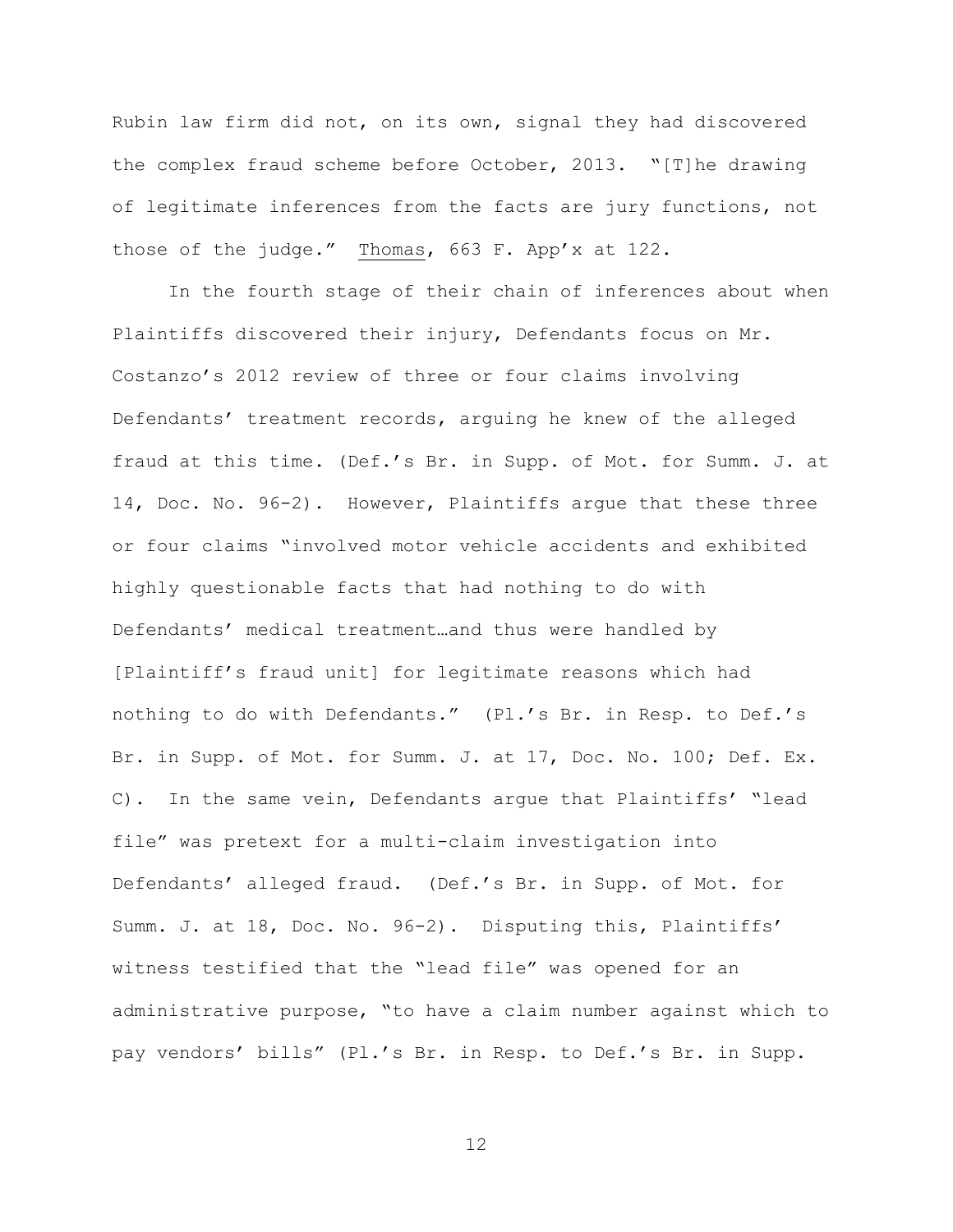Rubin law firm did not, on its own, signal they had discovered the complex fraud scheme before October, 2013. "[T]he drawing of legitimate inferences from the facts are jury functions, not those of the judge." Thomas, 663 F. App'x at 122.

In the fourth stage of their chain of inferences about when Plaintiffs discovered their injury, Defendants focus on Mr. Costanzo's 2012 review of three or four claims involving Defendants' treatment records, arguing he knew of the alleged fraud at this time. (Def.'s Br. in Supp. of Mot. for Summ. J. at 14, Doc. No. 96-2). However, Plaintiffs argue that these three or four claims "involved motor vehicle accidents and exhibited highly questionable facts that had nothing to do with Defendants' medical treatment…and thus were handled by [Plaintiff's fraud unit] for legitimate reasons which had nothing to do with Defendants." (Pl.'s Br. in Resp. to Def.'s Br. in Supp. of Mot. for Summ. J. at 17, Doc. No. 100; Def. Ex. C). In the same vein, Defendants argue that Plaintiffs' "lead file" was pretext for a multi-claim investigation into Defendants' alleged fraud. (Def.'s Br. in Supp. of Mot. for Summ. J. at 18, Doc. No. 96-2). Disputing this, Plaintiffs' witness testified that the "lead file" was opened for an administrative purpose, "to have a claim number against which to pay vendors' bills" (Pl.'s Br. in Resp. to Def.'s Br. in Supp.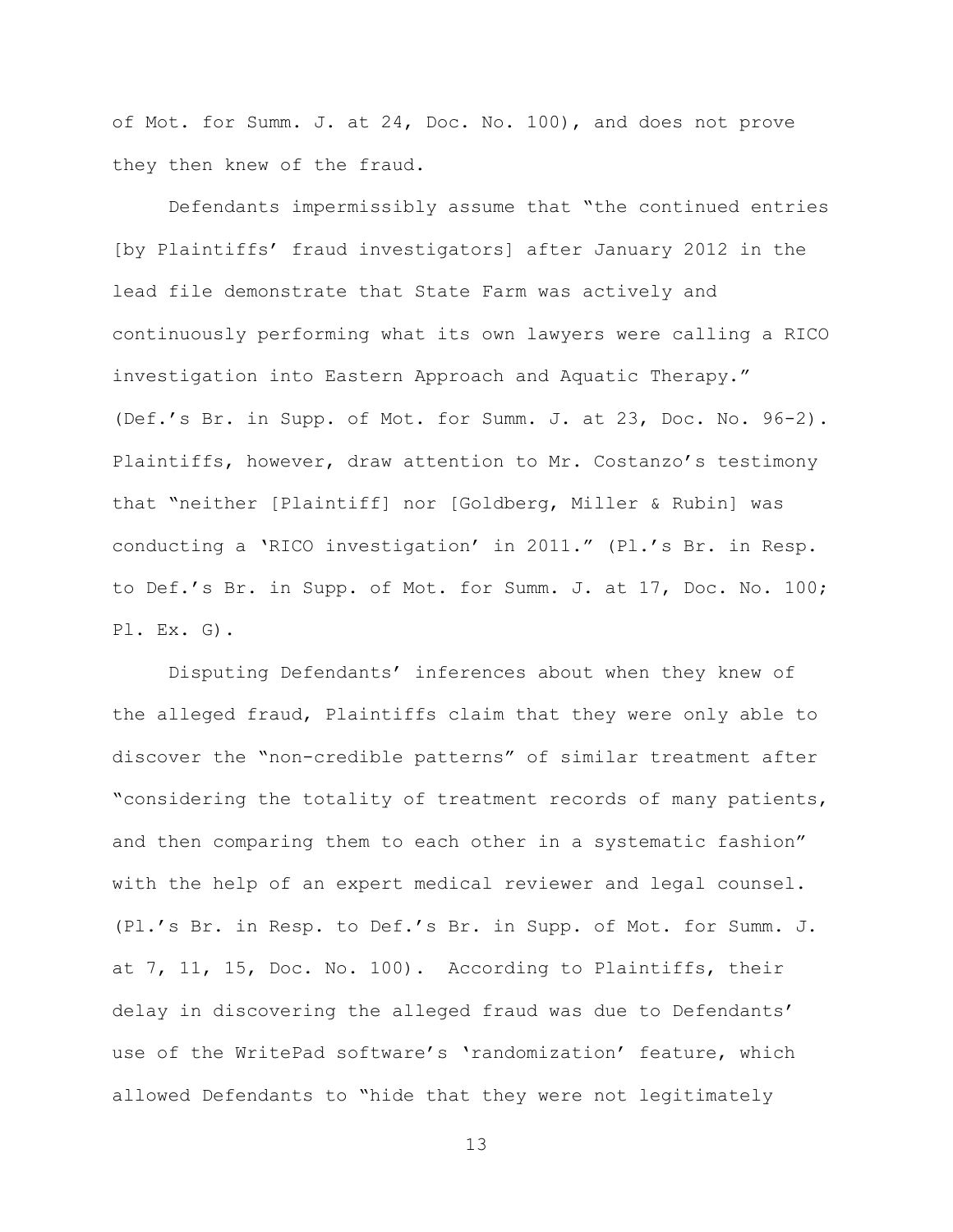of Mot. for Summ. J. at 24, Doc. No. 100), and does not prove they then knew of the fraud.

Defendants impermissibly assume that "the continued entries [by Plaintiffs' fraud investigators] after January 2012 in the lead file demonstrate that State Farm was actively and continuously performing what its own lawyers were calling a RICO investigation into Eastern Approach and Aquatic Therapy." (Def.'s Br. in Supp. of Mot. for Summ. J. at 23, Doc. No. 96-2). Plaintiffs, however, draw attention to Mr. Costanzo's testimony that "neither [Plaintiff] nor [Goldberg, Miller & Rubin] was conducting a 'RICO investigation' in 2011." (Pl.'s Br. in Resp. to Def.'s Br. in Supp. of Mot. for Summ. J. at 17, Doc. No. 100; Pl. Ex. G).

Disputing Defendants' inferences about when they knew of the alleged fraud, Plaintiffs claim that they were only able to discover the "non-credible patterns" of similar treatment after "considering the totality of treatment records of many patients, and then comparing them to each other in a systematic fashion" with the help of an expert medical reviewer and legal counsel. (Pl.'s Br. in Resp. to Def.'s Br. in Supp. of Mot. for Summ. J. at 7, 11, 15, Doc. No. 100). According to Plaintiffs, their delay in discovering the alleged fraud was due to Defendants' use of the WritePad software's 'randomization' feature, which allowed Defendants to "hide that they were not legitimately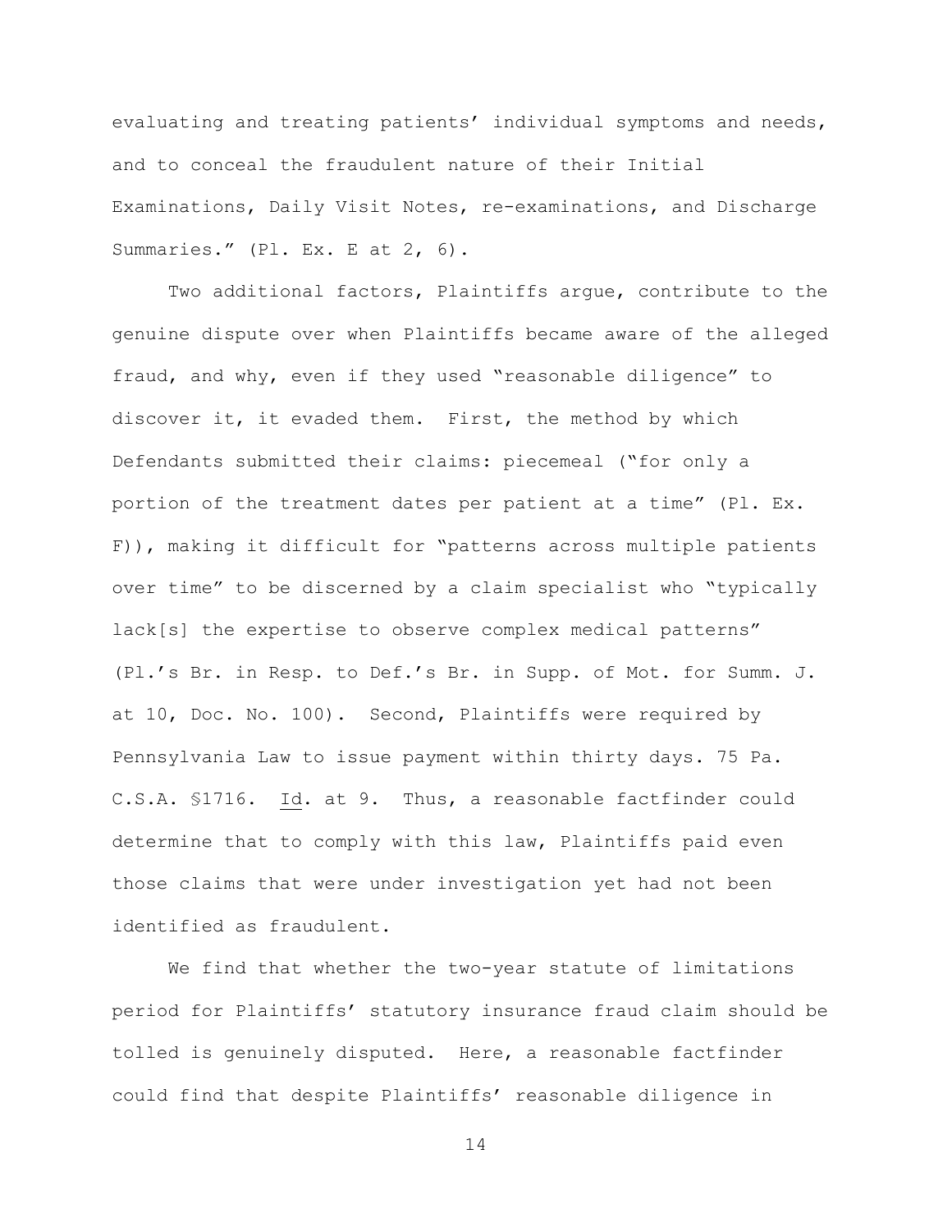evaluating and treating patients' individual symptoms and needs, and to conceal the fraudulent nature of their Initial Examinations, Daily Visit Notes, re-examinations, and Discharge Summaries." (Pl. Ex. E at 2, 6).

Two additional factors, Plaintiffs argue, contribute to the genuine dispute over when Plaintiffs became aware of the alleged fraud, and why, even if they used "reasonable diligence" to discover it, it evaded them. First, the method by which Defendants submitted their claims: piecemeal ("for only a portion of the treatment dates per patient at a time" (Pl. Ex. F)), making it difficult for "patterns across multiple patients over time" to be discerned by a claim specialist who "typically lack[s] the expertise to observe complex medical patterns" (Pl.'s Br. in Resp. to Def.'s Br. in Supp. of Mot. for Summ. J. at 10, Doc. No. 100). Second, Plaintiffs were required by Pennsylvania Law to issue payment within thirty days. 75 Pa. C.S.A. §1716. Id. at 9. Thus, a reasonable factfinder could determine that to comply with this law, Plaintiffs paid even those claims that were under investigation yet had not been identified as fraudulent.

We find that whether the two-year statute of limitations period for Plaintiffs' statutory insurance fraud claim should be tolled is genuinely disputed. Here, a reasonable factfinder could find that despite Plaintiffs' reasonable diligence in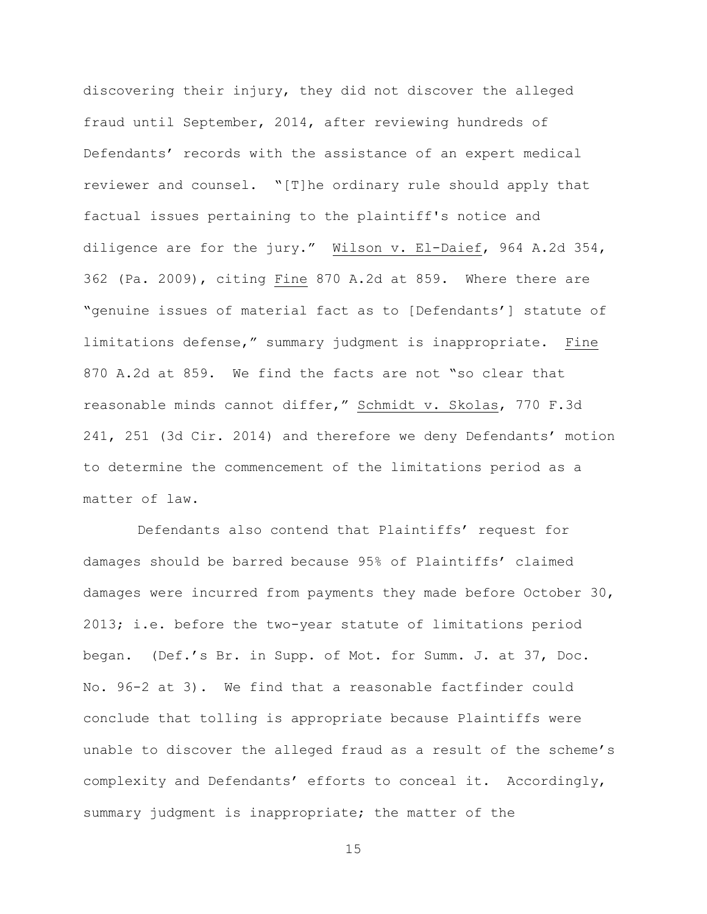discovering their injury, they did not discover the alleged fraud until September, 2014, after reviewing hundreds of Defendants' records with the assistance of an expert medical reviewer and counsel. "[T]he ordinary rule should apply that factual issues pertaining to the plaintiff's notice and diligence are for the jury." Wilson v. El-Daief, 964 A.2d 354, 362 (Pa. 2009), citing Fine 870 A.2d at 859. Where there are "genuine issues of material fact as to [Defendants'] statute of limitations defense," summary judgment is inappropriate. Fine 870 A.2d at 859. We find the facts are not "so clear that reasonable minds cannot differ," Schmidt v. Skolas, 770 F.3d 241, 251 (3d Cir. 2014) and therefore we deny Defendants' motion to determine the commencement of the limitations period as a matter of law.

Defendants also contend that Plaintiffs' request for damages should be barred because 95% of Plaintiffs' claimed damages were incurred from payments they made before October 30, 2013; i.e. before the two-year statute of limitations period began. (Def.'s Br. in Supp. of Mot. for Summ. J. at 37, Doc. No. 96-2 at 3). We find that a reasonable factfinder could conclude that tolling is appropriate because Plaintiffs were unable to discover the alleged fraud as a result of the scheme's complexity and Defendants' efforts to conceal it. Accordingly, summary judgment is inappropriate; the matter of the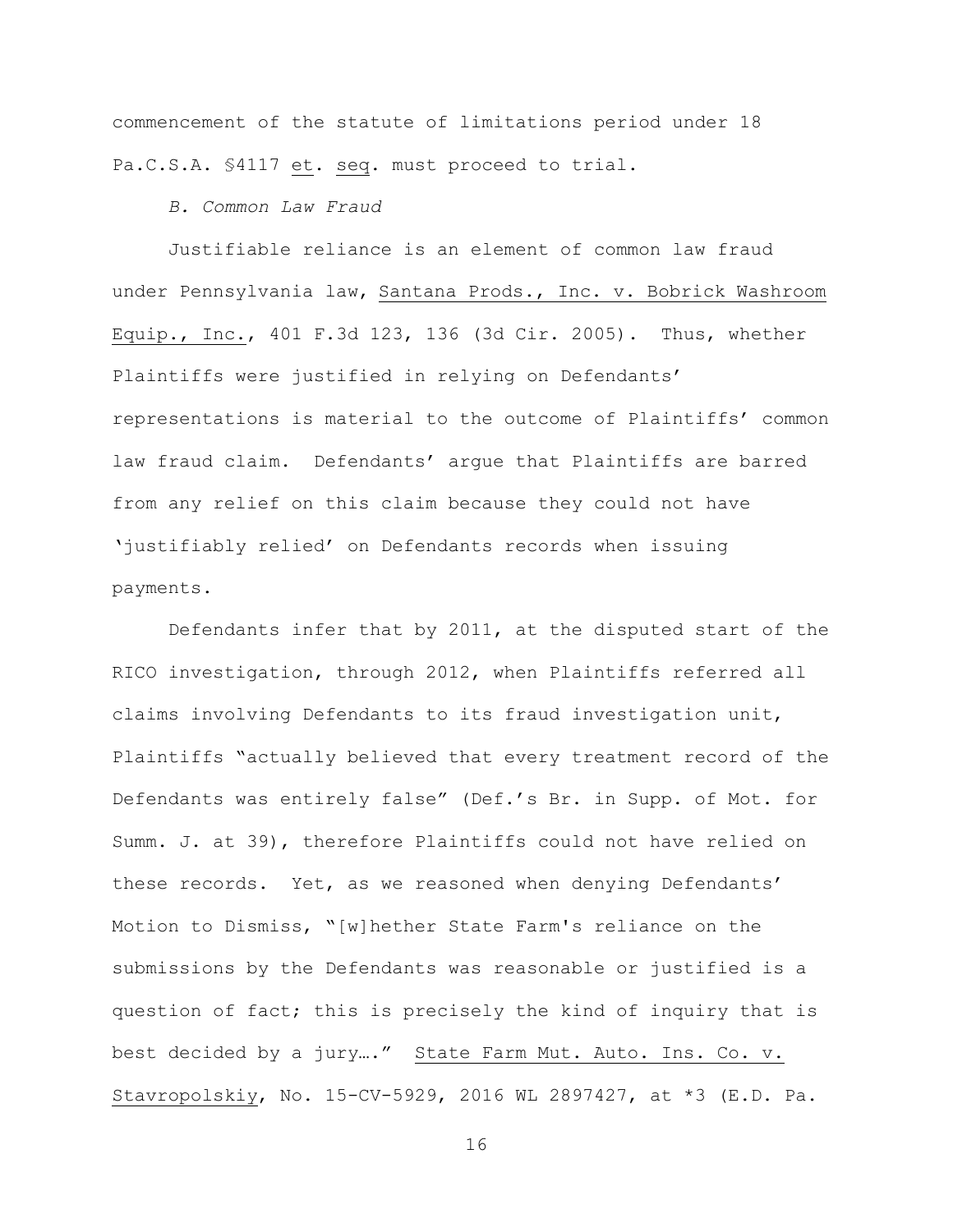commencement of the statute of limitations period under 18 Pa.C.S.A. §4117 et. seq. must proceed to trial.

*B. Common Law Fraud*

Justifiable reliance is an element of common law fraud under Pennsylvania law, Santana Prods., Inc. v. Bobrick Washroom Equip., Inc., 401 F.3d 123, 136 (3d Cir. 2005). Thus, whether Plaintiffs were justified in relying on Defendants' representations is material to the outcome of Plaintiffs' common law fraud claim. Defendants' argue that Plaintiffs are barred from any relief on this claim because they could not have 'justifiably relied' on Defendants records when issuing payments.

Defendants infer that by 2011, at the disputed start of the RICO investigation, through 2012, when Plaintiffs referred all claims involving Defendants to its fraud investigation unit, Plaintiffs "actually believed that every treatment record of the Defendants was entirely false" (Def.'s Br. in Supp. of Mot. for Summ. J. at 39), therefore Plaintiffs could not have relied on these records. Yet, as we reasoned when denying Defendants' Motion to Dismiss, "[w]hether State Farm's reliance on the submissions by the Defendants was reasonable or justified is a question of fact; this is precisely the kind of inquiry that is best decided by a jury…." State Farm Mut. Auto. Ins. Co. v. Stavropolskiy, No. 15-CV-5929, 2016 WL 2897427, at *3 (E.D. Pa.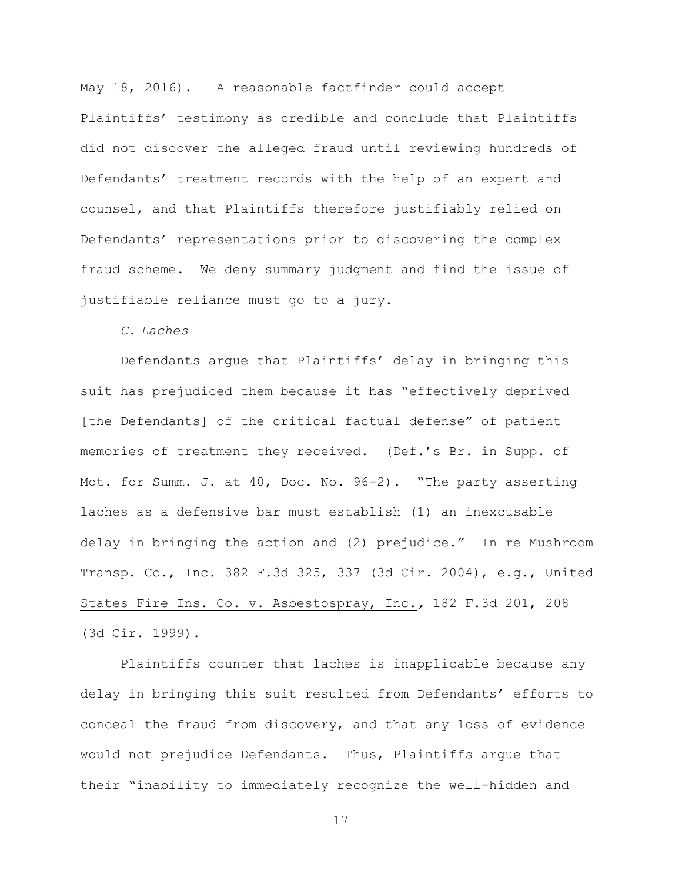May 18, 2016). A reasonable factfinder could accept Plaintiffs' testimony as credible and conclude that Plaintiffs did not discover the alleged fraud until reviewing hundreds of Defendants' treatment records with the help of an expert and counsel, and that Plaintiffs therefore justifiably relied on Defendants' representations prior to discovering the complex fraud scheme. We deny summary judgment and find the issue of justifiable reliance must go to a jury.

*C. Laches*

Defendants argue that Plaintiffs' delay in bringing this suit has prejudiced them because it has "effectively deprived [the Defendants] of the critical factual defense" of patient memories of treatment they received. (Def.'s Br. in Supp. of Mot. for Summ. J. at 40, Doc. No. 96-2). "The party asserting laches as a defensive bar must establish (1) an inexcusable delay in bringing the action and (2) prejudice." In re Mushroom Transp. Co., Inc. 382 F.3d 325, 337 (3d Cir. 2004), e.g., United States Fire Ins. Co. v. Asbestospray, Inc., 182 F.3d 201, 208 (3d Cir. 1999).

Plaintiffs counter that laches is inapplicable because any delay in bringing this suit resulted from Defendants' efforts to conceal the fraud from discovery, and that any loss of evidence would not prejudice Defendants. Thus, Plaintiffs argue that their "inability to immediately recognize the well-hidden and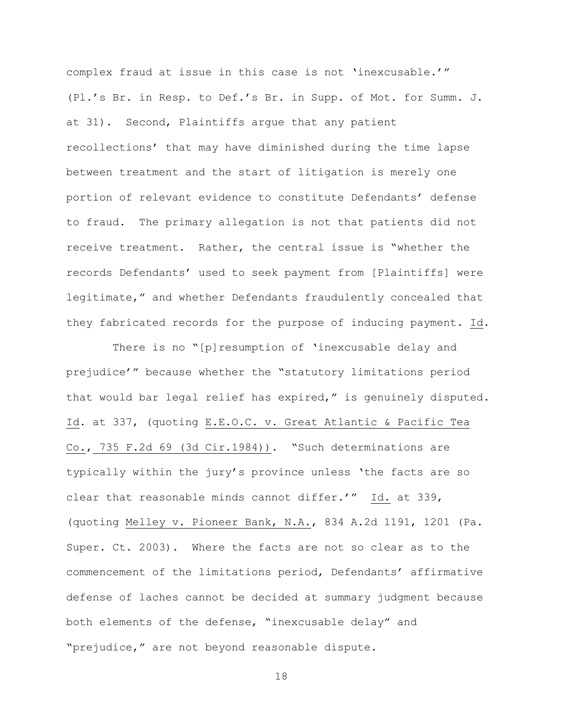complex fraud at issue in this case is not 'inexcusable.'" (Pl.'s Br. in Resp. to Def.'s Br. in Supp. of Mot. for Summ. J. at 31). Second, Plaintiffs argue that any patient recollections' that may have diminished during the time lapse between treatment and the start of litigation is merely one portion of relevant evidence to constitute Defendants' defense to fraud. The primary allegation is not that patients did not receive treatment. Rather, the central issue is "whether the records Defendants' used to seek payment from [Plaintiffs] were legitimate," and whether Defendants fraudulently concealed that they fabricated records for the purpose of inducing payment. Id.

There is no "[p]resumption of 'inexcusable delay and prejudice'" because whether the "statutory limitations period that would bar legal relief has expired," is genuinely disputed. Id. at 337, (quoting E.E.O.C. v. Great Atlantic & Pacific Tea Co., 735 F.2d 69 (3d Cir.1984)). "Such determinations are typically within the jury's province unless 'the facts are so clear that reasonable minds cannot differ.'" Id. at 339, (quoting Melley v. Pioneer Bank, N.A., 834 A.2d 1191, 1201 (Pa. Super. Ct. 2003). Where the facts are not so clear as to the commencement of the limitations period, Defendants' affirmative defense of laches cannot be decided at summary judgment because both elements of the defense, "inexcusable delay" and "prejudice," are not beyond reasonable dispute.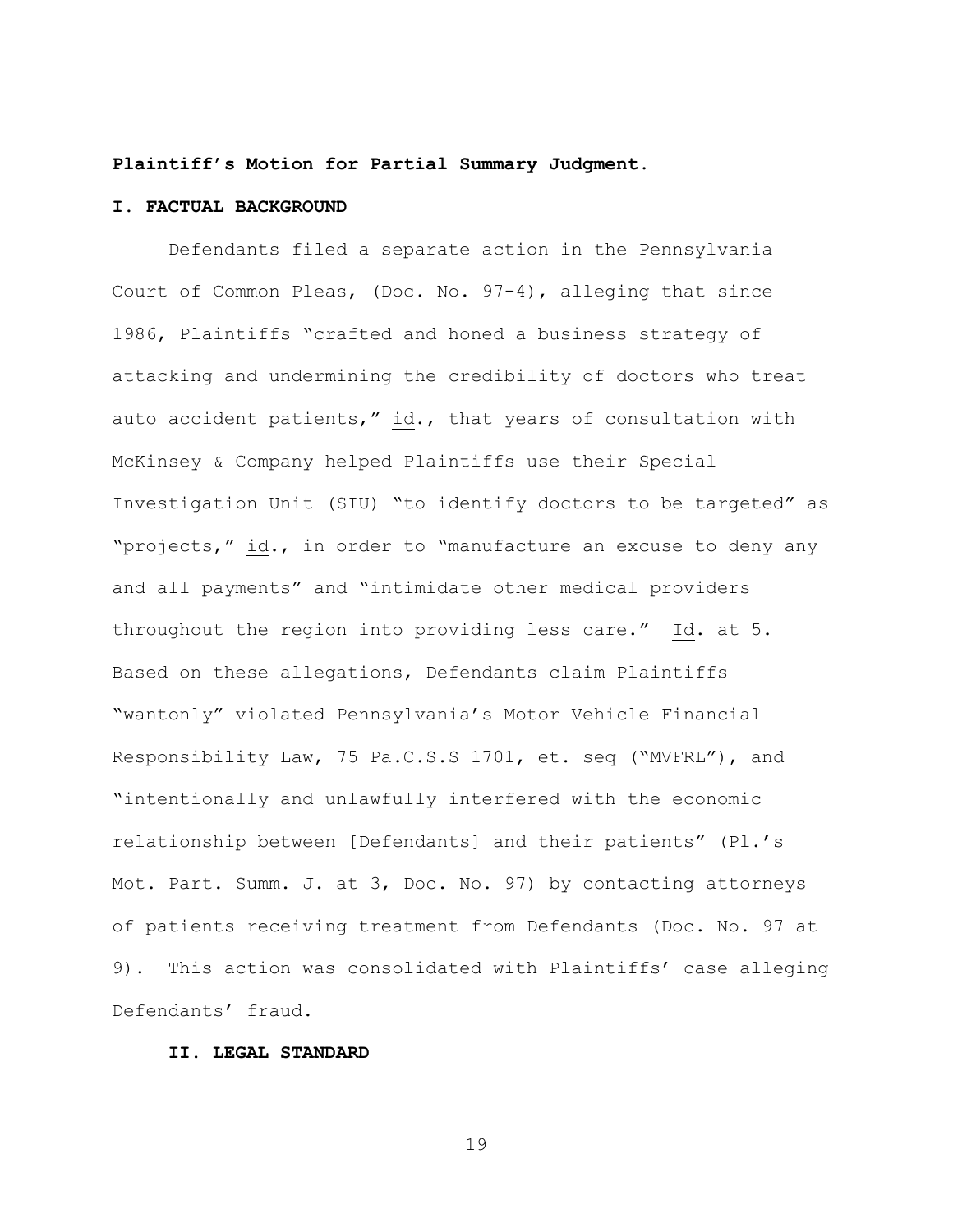**Plaintiff's Motion for Partial Summary Judgment.**

**I. FACTUAL BACKGROUND**

Defendants filed a separate action in the Pennsylvania Court of Common Pleas, (Doc. No. 97-4), alleging that since 1986, Plaintiffs "crafted and honed a business strategy of attacking and undermining the credibility of doctors who treat auto accident patients," id., that years of consultation with McKinsey & Company helped Plaintiffs use their Special Investigation Unit (SIU) "to identify doctors to be targeted" as "projects," id., in order to "manufacture an excuse to deny any and all payments" and "intimidate other medical providers throughout the region into providing less care." Id. at 5. Based on these allegations, Defendants claim Plaintiffs "wantonly" violated Pennsylvania's Motor Vehicle Financial Responsibility Law, 75 Pa.C.S.S 1701, et. seq ("MVFRL"), and "intentionally and unlawfully interfered with the economic relationship between [Defendants] and their patients" (Pl.'s Mot. Part. Summ. J. at 3, Doc. No. 97) by contacting attorneys of patients receiving treatment from Defendants (Doc. No. 97 at 9). This action was consolidated with Plaintiffs' case alleging Defendants' fraud.

**II. LEGAL STANDARD**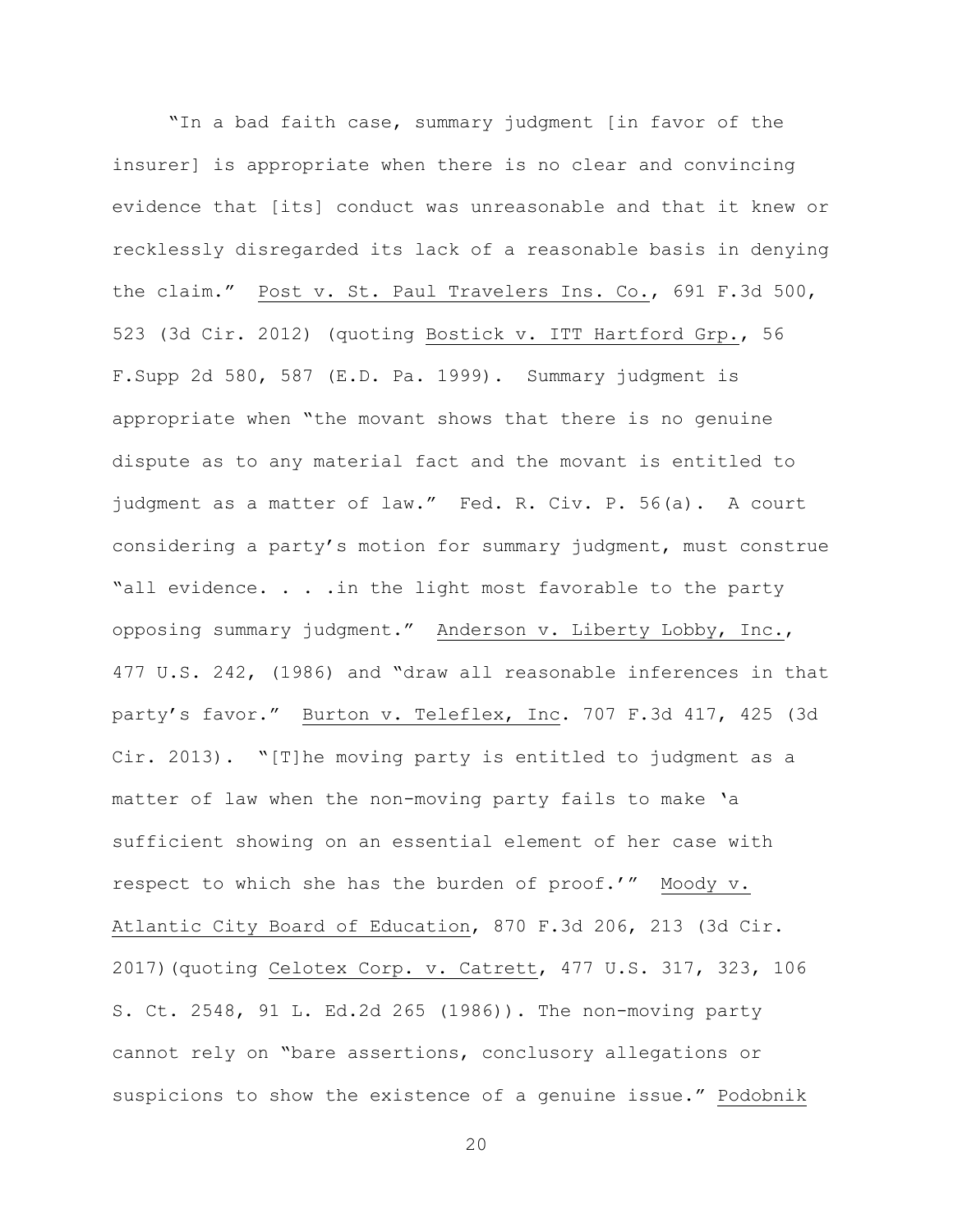"In a bad faith case, summary judgment [in favor of the insurer] is appropriate when there is no clear and convincing evidence that [its] conduct was unreasonable and that it knew or recklessly disregarded its lack of a reasonable basis in denying the claim." Post v. St. Paul Travelers Ins. Co., 691 F.3d 500, 523 (3d Cir. 2012) (quoting Bostick v. ITT Hartford Grp., 56 F.Supp 2d 580, 587 (E.D. Pa. 1999). Summary judgment is appropriate when "the movant shows that there is no genuine dispute as to any material fact and the movant is entitled to judgment as a matter of law." Fed. R. Civ. P. 56(a). A court considering a party's motion for summary judgment, must construe "all evidence. . . .in the light most favorable to the party opposing summary judgment." Anderson v. Liberty Lobby, Inc., 477 U.S. 242, (1986) and "draw all reasonable inferences in that party's favor." Burton v. Teleflex, Inc. 707 F.3d 417, 425 (3d Cir. 2013). "[T]he moving party is entitled to judgment as a matter of law when the non-moving party fails to make 'a sufficient showing on an essential element of her case with respect to which she has the burden of proof.'" Moody v. Atlantic City Board of Education, 870 F.3d 206, 213 (3d Cir. 2017)(quoting Celotex Corp. v. Catrett, 477 U.S. 317, 323, 106 S. Ct. 2548, 91 L. Ed.2d 265 (1986)). The non-moving party cannot rely on "bare assertions, conclusory allegations or suspicions to show the existence of a genuine issue." Podobnik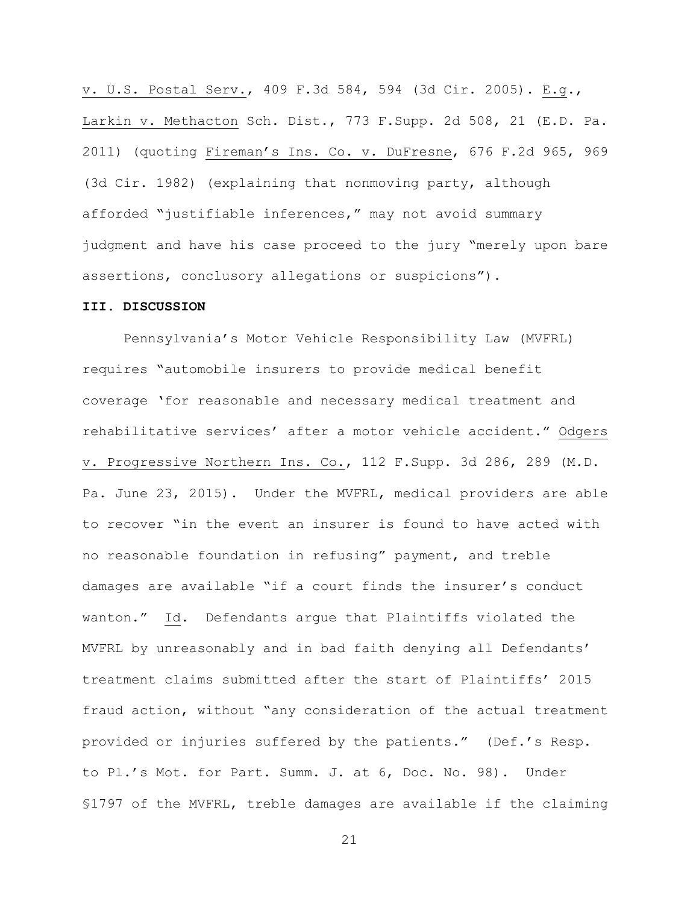v. U.S. Postal Serv., 409 F.3d 584, 594 (3d Cir. 2005). E.g., Larkin v. Methacton Sch. Dist., 773 F.Supp. 2d 508, 21 (E.D. Pa. 2011) (quoting Fireman's Ins. Co. v. DuFresne, 676 F.2d 965, 969 (3d Cir. 1982) (explaining that nonmoving party, although afforded "justifiable inferences," may not avoid summary judgment and have his case proceed to the jury "merely upon bare assertions, conclusory allegations or suspicions").

**III. DISCUSSION**

Pennsylvania's Motor Vehicle Responsibility Law (MVFRL) requires "automobile insurers to provide medical benefit coverage 'for reasonable and necessary medical treatment and rehabilitative services' after a motor vehicle accident." Odgers v. Progressive Northern Ins. Co., 112 F.Supp. 3d 286, 289 (M.D. Pa. June 23, 2015). Under the MVFRL, medical providers are able to recover "in the event an insurer is found to have acted with no reasonable foundation in refusing" payment, and treble damages are available "if a court finds the insurer's conduct wanton." Id. Defendants argue that Plaintiffs violated the MVFRL by unreasonably and in bad faith denying all Defendants' treatment claims submitted after the start of Plaintiffs' 2015 fraud action, without "any consideration of the actual treatment provided or injuries suffered by the patients." (Def.'s Resp. to Pl.'s Mot. for Part. Summ. J. at 6, Doc. No. 98). Under §1797 of the MVFRL, treble damages are available if the claiming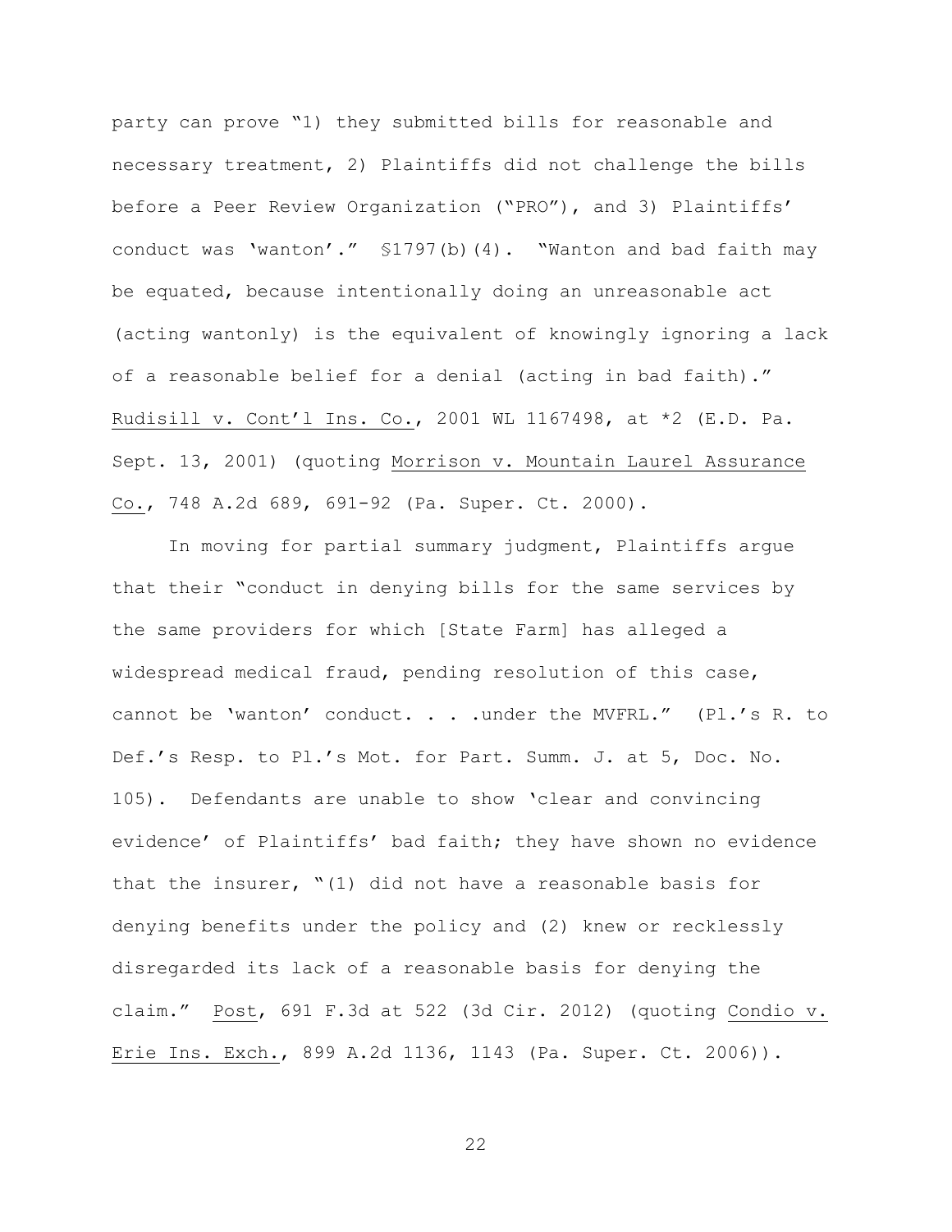party can prove "1) they submitted bills for reasonable and necessary treatment, 2) Plaintiffs did not challenge the bills before a Peer Review Organization ("PRO"), and 3) Plaintiffs' conduct was 'wanton'." §1797(b)(4). "Wanton and bad faith may be equated, because intentionally doing an unreasonable act (acting wantonly) is the equivalent of knowingly ignoring a lack of a reasonable belief for a denial (acting in bad faith)." Rudisill v. Cont'l Ins. Co., 2001 WL 1167498, at *2 (E.D. Pa. Sept. 13, 2001) (quoting Morrison v. Mountain Laurel Assurance Co., 748 A.2d 689, 691-92 (Pa. Super. Ct. 2000).

In moving for partial summary judgment, Plaintiffs argue that their "conduct in denying bills for the same services by the same providers for which [State Farm] has alleged a widespread medical fraud, pending resolution of this case, cannot be 'wanton' conduct. . . .under the MVFRL." (Pl.'s R. to Def.'s Resp. to Pl.'s Mot. for Part. Summ. J. at 5, Doc. No. 105). Defendants are unable to show 'clear and convincing evidence' of Plaintiffs' bad faith; they have shown no evidence that the insurer, "(1) did not have a reasonable basis for denying benefits under the policy and (2) knew or recklessly disregarded its lack of a reasonable basis for denying the claim." Post, 691 F.3d at 522 (3d Cir. 2012) (quoting Condio v. Erie Ins. Exch., 899 A.2d 1136, 1143 (Pa. Super. Ct. 2006)).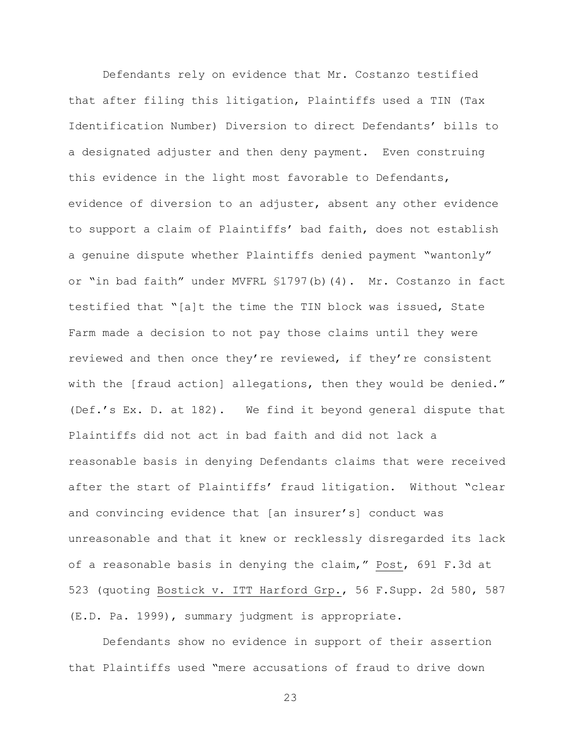Defendants rely on evidence that Mr. Costanzo testified that after filing this litigation, Plaintiffs used a TIN (Tax Identification Number) Diversion to direct Defendants' bills to a designated adjuster and then deny payment. Even construing this evidence in the light most favorable to Defendants, evidence of diversion to an adjuster, absent any other evidence to support a claim of Plaintiffs' bad faith, does not establish a genuine dispute whether Plaintiffs denied payment "wantonly" or "in bad faith" under MVFRL §1797(b)(4). Mr. Costanzo in fact testified that "[a]t the time the TIN block was issued, State Farm made a decision to not pay those claims until they were reviewed and then once they're reviewed, if they're consistent with the [fraud action] allegations, then they would be denied." (Def.'s Ex. D. at 182). We find it beyond general dispute that Plaintiffs did not act in bad faith and did not lack a reasonable basis in denying Defendants claims that were received after the start of Plaintiffs' fraud litigation. Without "clear and convincing evidence that [an insurer's] conduct was unreasonable and that it knew or recklessly disregarded its lack of a reasonable basis in denying the claim," Post, 691 F.3d at 523 (quoting Bostick v. ITT Harford Grp., 56 F.Supp. 2d 580, 587 (E.D. Pa. 1999), summary judgment is appropriate.

Defendants show no evidence in support of their assertion that Plaintiffs used "mere accusations of fraud to drive down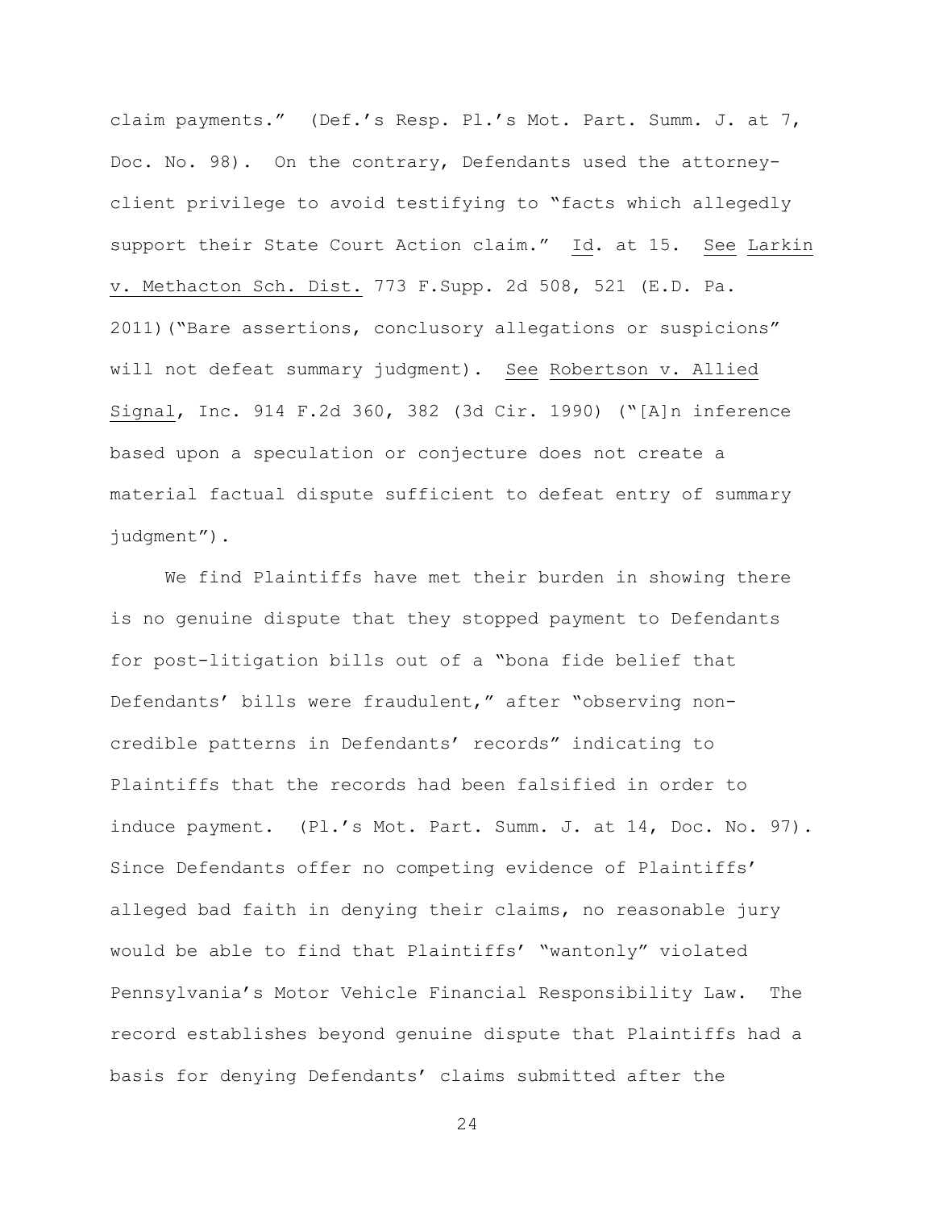claim payments." (Def.'s Resp. Pl.'s Mot. Part. Summ. J. at 7, Doc. No. 98). On the contrary, Defendants used the attorney-client privilege to avoid testifying to "facts which allegedly support their State Court Action claim." Id. at 15. See Larkin v. Methacton Sch. Dist. 773 F.Supp. 2d 508, 521 (E.D. Pa. 2011)("Bare assertions, conclusory allegations or suspicions" will not defeat summary judgment). See Robertson v. Allied Signal, Inc. 914 F.2d 360, 382 (3d Cir. 1990) ("[A]n inference based upon a speculation or conjecture does not create a material factual dispute sufficient to defeat entry of summary judgment").

We find Plaintiffs have met their burden in showing there is no genuine dispute that they stopped payment to Defendants for post-litigation bills out of a "bona fide belief that Defendants' bills were fraudulent," after "observing non-credible patterns in Defendants' records" indicating to Plaintiffs that the records had been falsified in order to induce payment. (Pl.'s Mot. Part. Summ. J. at 14, Doc. No. 97). Since Defendants offer no competing evidence of Plaintiffs' alleged bad faith in denying their claims, no reasonable jury would be able to find that Plaintiffs' "wantonly" violated Pennsylvania's Motor Vehicle Financial Responsibility Law. The record establishes beyond genuine dispute that Plaintiffs had a basis for denying Defendants' claims submitted after the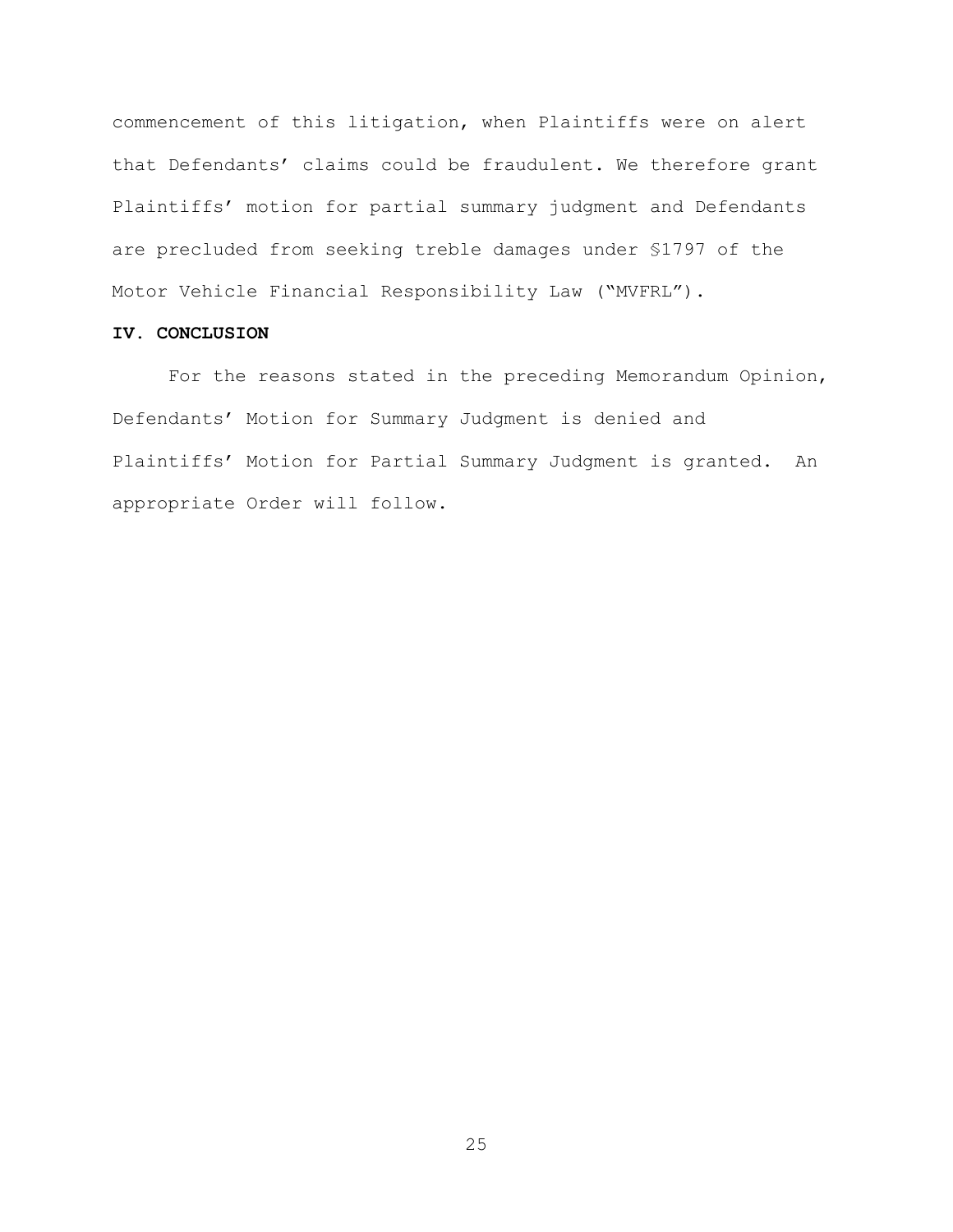commencement of this litigation, when Plaintiffs were on alert that Defendants' claims could be fraudulent. We therefore grant Plaintiffs' motion for partial summary judgment and Defendants are precluded from seeking treble damages under §1797 of the Motor Vehicle Financial Responsibility Law ("MVFRL").

## IV. CONCLUSION

For the reasons stated in the preceding Memorandum Opinion, Defendants' Motion for Summary Judgment is denied and Plaintiffs' Motion for Partial Summary Judgment is granted. An appropriate Order will follow.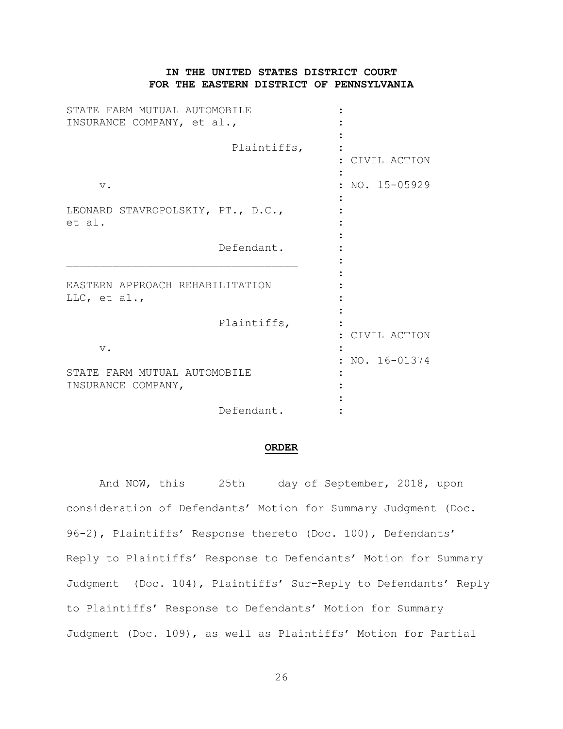**IN THE UNITED STATES DISTRICT COURT**
**FOR THE EASTERN DISTRICT OF PENNSYLVANIA**

| | | |
|---|---|---|
| STATE FARM MUTUAL AUTOMOBILE INSURANCE COMPANY, et al., | : | |
| Plaintiffs, | : | CIVIL ACTION |
| v. | : | NO. 15-05929 |
| LEONARD STAVROPOLSKIY, PT., D.C., et al. | : | |
| Defendant. | : | |
| EASTERN APPROACH REHABILITATION LLC, et al., | : | |
| Plaintiffs, | : | CIVIL ACTION |
| v. | : | NO. 16-01374 |
| STATE FARM MUTUAL AUTOMOBILE INSURANCE COMPANY, | : | |
| Defendant. | : | |

**ORDER**

And NOW, this 25th day of September, 2018, upon consideration of Defendants' Motion for Summary Judgment (Doc. 96-2), Plaintiffs' Response thereto (Doc. 100), Defendants' Reply to Plaintiffs' Response to Defendants' Motion for Summary Judgment (Doc. 104), Plaintiffs' Sur-Reply to Defendants' Reply to Plaintiffs' Response to Defendants' Motion for Summary Judgment (Doc. 109), as well as Plaintiffs' Motion for Partial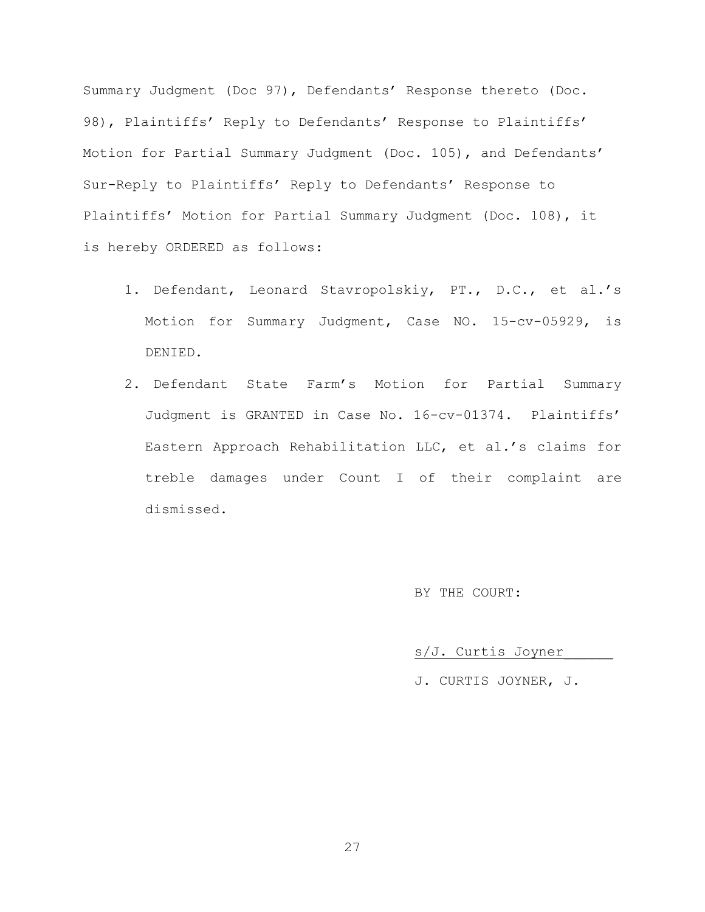Summary Judgment (Doc 97), Defendants' Response thereto (Doc. 98), Plaintiffs' Reply to Defendants' Response to Plaintiffs' Motion for Partial Summary Judgment (Doc. 105), and Defendants' Sur-Reply to Plaintiffs' Reply to Defendants' Response to Plaintiffs' Motion for Partial Summary Judgment (Doc. 108), it is hereby ORDERED as follows:

1. Defendant, Leonard Stavropolskiy, PT., D.C., et al.'s Motion for Summary Judgment, Case NO. 15-cv-05929, is DENIED.
2. Defendant State Farm's Motion for Partial Summary Judgment is GRANTED in Case No. 16-cv-01374. Plaintiffs' Eastern Approach Rehabilitation LLC, et al.'s claims for treble damages under Count I of their complaint are dismissed.

BY THE COURT:

s/J. Curtis Joyner

J. CURTIS JOYNER, J.